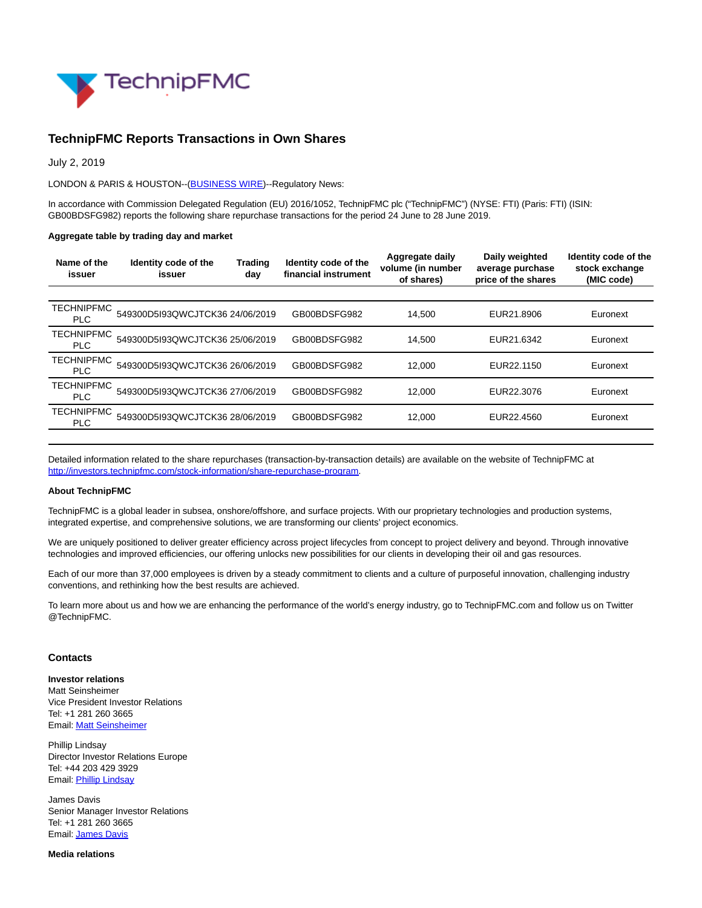# TechnipFMC Reports Transactions in Own Shares

July 2, 2019

LONDON & PARIS & HOUSTON--(BUSINESS WIRE)--Regulatory News:

In accordance with Commission Delegated Regulation (EU) 2016/1052, TechnipFMC plc ("TechnipFMC") (NYSE: FTI) (Paris: FTI) (ISIN: GB00BDSFG982) reports the following share repurchase transactions for the period 24 June to 28 June 2019.

**Aggregate table by trading day and market**

| Name of the issuer | Identity code of the issuer | Trading day | Identity code of the financial instrument | Aggregate daily volume (in number of shares) | Daily weighted average purchase price of the shares | Identity code of the stock exchange (MIC code) |
|---|---|---|---|---|---|---|
| TECHNIPFMC PLC | 549300D5I93QWCJTCK36 | 24/06/2019 | GB00BDSFG982 | 14,500 | EUR21.8906 | Euronext |
| TECHNIPFMC PLC | 549300D5I93QWCJTCK36 | 25/06/2019 | GB00BDSFG982 | 14,500 | EUR21.6342 | Euronext |
| TECHNIPFMC PLC | 549300D5I93QWCJTCK36 | 26/06/2019 | GB00BDSFG982 | 12,000 | EUR22.1150 | Euronext |
| TECHNIPFMC PLC | 549300D5I93QWCJTCK36 | 27/06/2019 | GB00BDSFG982 | 12,000 | EUR22.3076 | Euronext |
| TECHNIPFMC PLC | 549300D5I93QWCJTCK36 | 28/06/2019 | GB00BDSFG982 | 12,000 | EUR22.4560 | Euronext |

Detailed information related to the share repurchases (transaction-by-transaction details) are available on the website of TechnipFMC at http://investors.technipfmc.com/stock-information/share-repurchase-program.

**About TechnipFMC**

TechnipFMC is a global leader in subsea, onshore/offshore, and surface projects. With our proprietary technologies and production systems, integrated expertise, and comprehensive solutions, we are transforming our clients' project economics.

We are uniquely positioned to deliver greater efficiency across project lifecycles from concept to project delivery and beyond. Through innovative technologies and improved efficiencies, our offering unlocks new possibilities for our clients in developing their oil and gas resources.

Each of our more than 37,000 employees is driven by a steady commitment to clients and a culture of purposeful innovation, challenging industry conventions, and rethinking how the best results are achieved.

To learn more about us and how we are enhancing the performance of the world's energy industry, go to TechnipFMC.com and follow us on Twitter @TechnipFMC.

## Contacts

**Investor relations**
Matt Seinsheimer
Vice President Investor Relations
Tel: +1 281 260 3665
Email: Matt Seinsheimer

Phillip Lindsay
Director Investor Relations Europe
Tel: +44 203 429 3929
Email: Phillip Lindsay

James Davis
Senior Manager Investor Relations
Tel: +1 281 260 3665
Email: James Davis

**Media relations**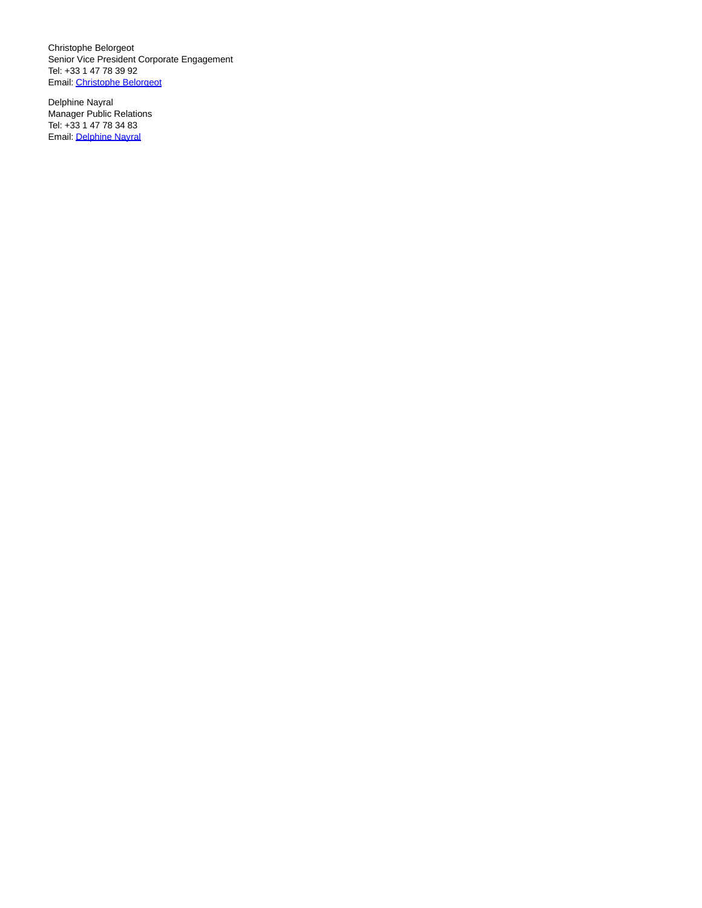Christophe Belorgeot
Senior Vice President Corporate Engagement
Tel: +33 1 47 78 39 92
Email: Christophe Belorgeot

Delphine Nayral
Manager Public Relations
Tel: +33 1 47 78 34 83
Email: Delphine Nayral